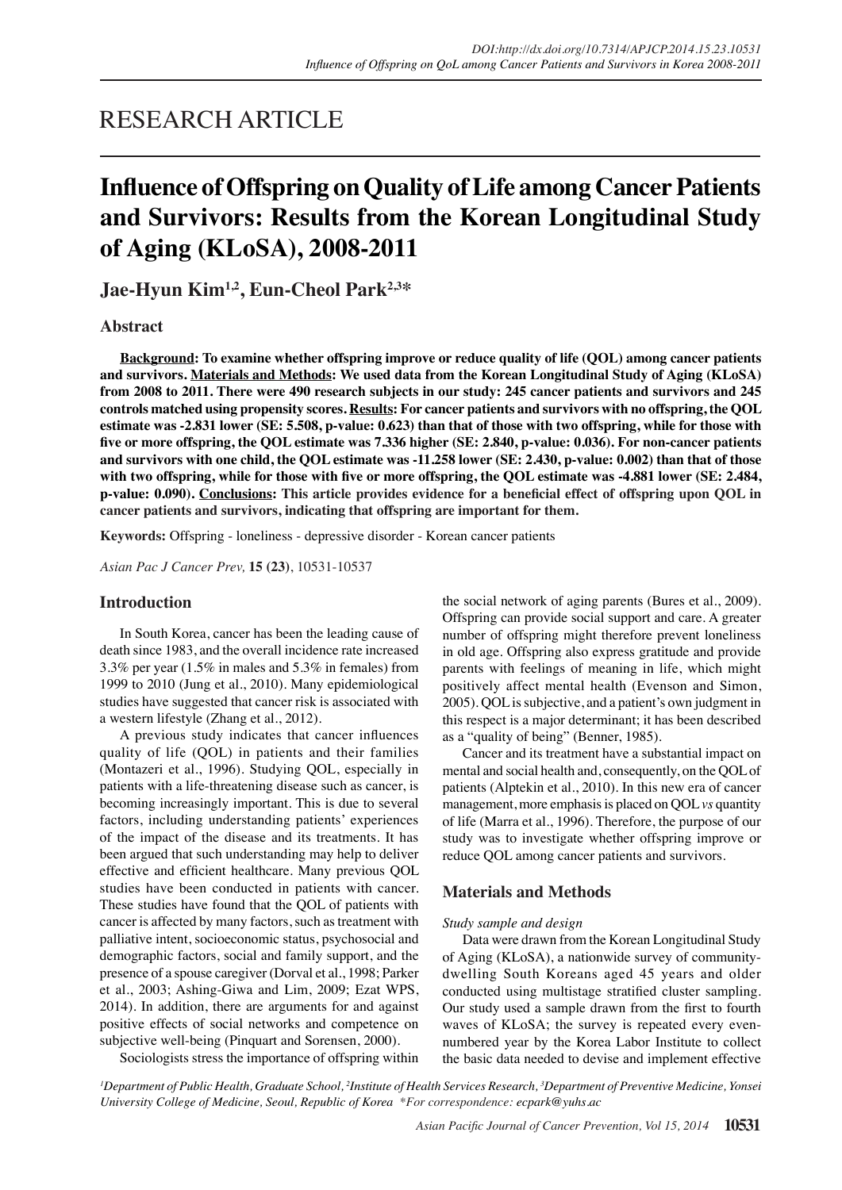RESEARCH ARTICLE

# Influence of Offspring on Quality of Life among Cancer Patients and Survivors: Results from the Korean Longitudinal Study of Aging (KLoSA), 2008-2011

**Jae-Hyun Kim[1,2], Eun-Cheol Park[2,3]***

## Abstract

**Background: To examine whether offspring improve or reduce quality of life (QOL) among cancer patients and survivors. Materials and Methods: We used data from the Korean Longitudinal Study of Aging (KLoSA) from 2008 to 2011. There were 490 research subjects in our study: 245 cancer patients and survivors and 245 controls matched using propensity scores. Results: For cancer patients and survivors with no offspring, the QOL estimate was -2.831 lower (SE: 5.508, p-value: 0.623) than that of those with two offspring, while for those with five or more offspring, the QOL estimate was 7.336 higher (SE: 2.840, p-value: 0.036). For non-cancer patients and survivors with one child, the QOL estimate was -11.258 lower (SE: 2.430, p-value: 0.002) than that of those with two offspring, while for those with five or more offspring, the QOL estimate was -4.881 lower (SE: 2.484, p-value: 0.090). Conclusions: This article provides evidence for a beneficial effect of offspring upon QOL in cancer patients and survivors, indicating that offspring are important for them.**

**Keywords:** Offspring - loneliness - depressive disorder - Korean cancer patients

*Asian Pac J Cancer Prev,* **15 (23)**, 10531-10537

## Introduction

In South Korea, cancer has been the leading cause of death since 1983, and the overall incidence rate increased 3.3% per year (1.5% in males and 5.3% in females) from 1999 to 2010 (Jung et al., 2010). Many epidemiological studies have suggested that cancer risk is associated with a western lifestyle (Zhang et al., 2012).

A previous study indicates that cancer influences quality of life (QOL) in patients and their families (Montazeri et al., 1996). Studying QOL, especially in patients with a life-threatening disease such as cancer, is becoming increasingly important. This is due to several factors, including understanding patients' experiences of the impact of the disease and its treatments. It has been argued that such understanding may help to deliver effective and efficient healthcare. Many previous QOL studies have been conducted in patients with cancer. These studies have found that the QOL of patients with cancer is affected by many factors, such as treatment with palliative intent, socioeconomic status, psychosocial and demographic factors, social and family support, and the presence of a spouse caregiver (Dorval et al., 1998; Parker et al., 2003; Ashing-Giwa and Lim, 2009; Ezat WPS, 2014). In addition, there are arguments for and against positive effects of social networks and competence on subjective well-being (Pinquart and Sorensen, 2000).

Sociologists stress the importance of offspring within the social network of aging parents (Bures et al., 2009). Offspring can provide social support and care. A greater number of offspring might therefore prevent loneliness in old age. Offspring also express gratitude and provide parents with feelings of meaning in life, which might positively affect mental health (Evenson and Simon, 2005). QOL is subjective, and a patient's own judgment in this respect is a major determinant; it has been described as a "quality of being" (Benner, 1985).

Cancer and its treatment have a substantial impact on mental and social health and, consequently, on the QOL of patients (Alptekin et al., 2010). In this new era of cancer management, more emphasis is placed on QOL *vs* quantity of life (Marra et al., 1996). Therefore, the purpose of our study was to investigate whether offspring improve or reduce QOL among cancer patients and survivors.

## Materials and Methods

*Study sample and design*

Data were drawn from the Korean Longitudinal Study of Aging (KLoSA), a nationwide survey of community-dwelling South Koreans aged 45 years and older conducted using multistage stratified cluster sampling. Our study used a sample drawn from the first to fourth waves of KLoSA; the survey is repeated every even-numbered year by the Korea Labor Institute to collect the basic data needed to devise and implement effective

[1]Department of Public Health, Graduate School, [2]Institute of Health Services Research, [3]Department of Preventive Medicine, Yonsei University College of Medicine, Seoul, Republic of Korea *For correspondence: ecpark@yuhs.ac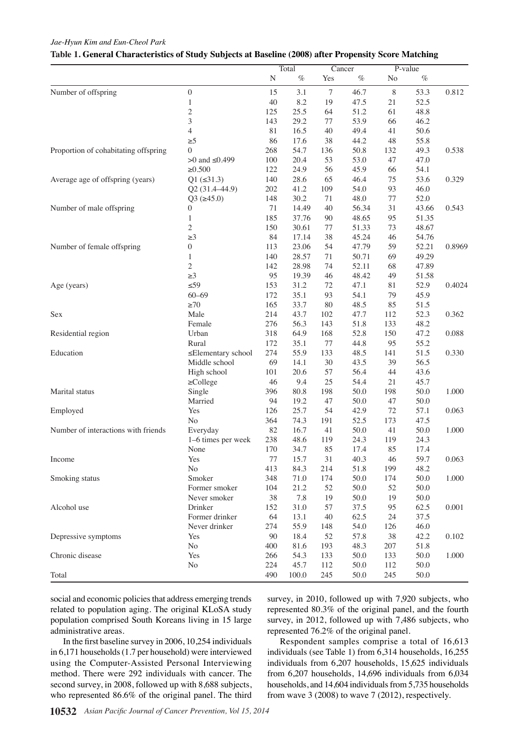**Table 1. General Characteristics of Study Subjects at Baseline (2008) after Propensity Score Matching**

| | | Total | | Cancer | | P-value | | |
|---|---|---|---|---|---|---|---|---|
| | | N | % | Yes | % | No | % | |
| Number of offspring | 0 | 15 | 3.1 | 7 | 46.7 | 8 | 53.3 | 0.812 |
| | 1 | 40 | 8.2 | 19 | 47.5 | 21 | 52.5 | |
| | 2 | 125 | 25.5 | 64 | 51.2 | 61 | 48.8 | |
| | 3 | 143 | 29.2 | 77 | 53.9 | 66 | 46.2 | |
| | 4 | 81 | 16.5 | 40 | 49.4 | 41 | 50.6 | |
| | ≥5 | 86 | 17.6 | 38 | 44.2 | 48 | 55.8 | |
| Proportion of cohabitating offspring | 0 | 268 | 54.7 | 136 | 50.8 | 132 | 49.3 | 0.538 |
| | >0 and ≤0.499 | 100 | 20.4 | 53 | 53.0 | 47 | 47.0 | |
| | ≥0.500 | 122 | 24.9 | 56 | 45.9 | 66 | 54.1 | |
| Average age of offspring (years) | Q1 (≤31.3) | 140 | 28.6 | 65 | 46.4 | 75 | 53.6 | 0.329 |
| | Q2 (31.4–44.9) | 202 | 41.2 | 109 | 54.0 | 93 | 46.0 | |
| | Q3 (≥45.0) | 148 | 30.2 | 71 | 48.0 | 77 | 52.0 | |
| Number of male offspring | 0 | 71 | 14.49 | 40 | 56.34 | 31 | 43.66 | 0.543 |
| | 1 | 185 | 37.76 | 90 | 48.65 | 95 | 51.35 | |
| | 2 | 150 | 30.61 | 77 | 51.33 | 73 | 48.67 | |
| | ≥3 | 84 | 17.14 | 38 | 45.24 | 46 | 54.76 | |
| Number of female offspring | 0 | 113 | 23.06 | 54 | 47.79 | 59 | 52.21 | 0.8969 |
| | 1 | 140 | 28.57 | 71 | 50.71 | 69 | 49.29 | |
| | 2 | 142 | 28.98 | 74 | 52.11 | 68 | 47.89 | |
| | ≥3 | 95 | 19.39 | 46 | 48.42 | 49 | 51.58 | |
| Age (years) | ≤59 | 153 | 31.2 | 72 | 47.1 | 81 | 52.9 | 0.4024 |
| | 60–69 | 172 | 35.1 | 93 | 54.1 | 79 | 45.9 | |
| | ≥70 | 165 | 33.7 | 80 | 48.5 | 85 | 51.5 | |
| Sex | Male | 214 | 43.7 | 102 | 47.7 | 112 | 52.3 | 0.362 |
| | Female | 276 | 56.3 | 143 | 51.8 | 133 | 48.2 | |
| Residential region | Urban | 318 | 64.9 | 168 | 52.8 | 150 | 47.2 | 0.088 |
| | Rural | 172 | 35.1 | 77 | 44.8 | 95 | 55.2 | |
| Education | ≤Elementary school | 274 | 55.9 | 133 | 48.5 | 141 | 51.5 | 0.330 |
| | Middle school | 69 | 14.1 | 30 | 43.5 | 39 | 56.5 | |
| | High school | 101 | 20.6 | 57 | 56.4 | 44 | 43.6 | |
| | ≥College | 46 | 9.4 | 25 | 54.4 | 21 | 45.7 | |
| Marital status | Single | 396 | 80.8 | 198 | 50.0 | 198 | 50.0 | 1.000 |
| | Married | 94 | 19.2 | 47 | 50.0 | 47 | 50.0 | |
| Employed | Yes | 126 | 25.7 | 54 | 42.9 | 72 | 57.1 | 0.063 |
| | No | 364 | 74.3 | 191 | 52.5 | 173 | 47.5 | |
| Number of interactions with friends | Everyday | 82 | 16.7 | 41 | 50.0 | 41 | 50.0 | 1.000 |
| | 1–6 times per week | 238 | 48.6 | 119 | 24.3 | 119 | 24.3 | |
| | None | 170 | 34.7 | 85 | 17.4 | 85 | 17.4 | |
| Income | Yes | 77 | 15.7 | 31 | 40.3 | 46 | 59.7 | 0.063 |
| | No | 413 | 84.3 | 214 | 51.8 | 199 | 48.2 | |
| Smoking status | Smoker | 348 | 71.0 | 174 | 50.0 | 174 | 50.0 | 1.000 |
| | Former smoker | 104 | 21.2 | 52 | 50.0 | 52 | 50.0 | |
| | Never smoker | 38 | 7.8 | 19 | 50.0 | 19 | 50.0 | |
| Alcohol use | Drinker | 152 | 31.0 | 57 | 37.5 | 95 | 62.5 | 0.001 |
| | Former drinker | 64 | 13.1 | 40 | 62.5 | 24 | 37.5 | |
| | Never drinker | 274 | 55.9 | 148 | 54.0 | 126 | 46.0 | |
| Depressive symptoms | Yes | 90 | 18.4 | 52 | 57.8 | 38 | 42.2 | 0.102 |
| | No | 400 | 81.6 | 193 | 48.3 | 207 | 51.8 | |
| Chronic disease | Yes | 266 | 54.3 | 133 | 50.0 | 133 | 50.0 | 1.000 |
| | No | 224 | 45.7 | 112 | 50.0 | 112 | 50.0 | |
| Total | | 490 | 100.0 | 245 | 50.0 | 245 | 50.0 | |

social and economic policies that address emerging trends related to population aging. The original KLoSA study population comprised South Koreans living in 15 large administrative areas.

In the first baseline survey in 2006, 10,254 individuals in 6,171 households (1.7 per household) were interviewed using the Computer-Assisted Personal Interviewing method. There were 292 individuals with cancer. The second survey, in 2008, followed up with 8,688 subjects, who represented 86.6% of the original panel. The third survey, in 2010, followed up with 7,920 subjects, who represented 80.3% of the original panel, and the fourth survey, in 2012, followed up with 7,486 subjects, who represented 76.2% of the original panel.

Respondent samples comprise a total of 16,613 individuals (see Table 1) from 6,314 households, 16,255 individuals from 6,207 households, 15,625 individuals from 6,207 households, 14,696 individuals from 6,034 households, and 14,604 individuals from 5,735 households from wave 3 (2008) to wave 7 (2012), respectively.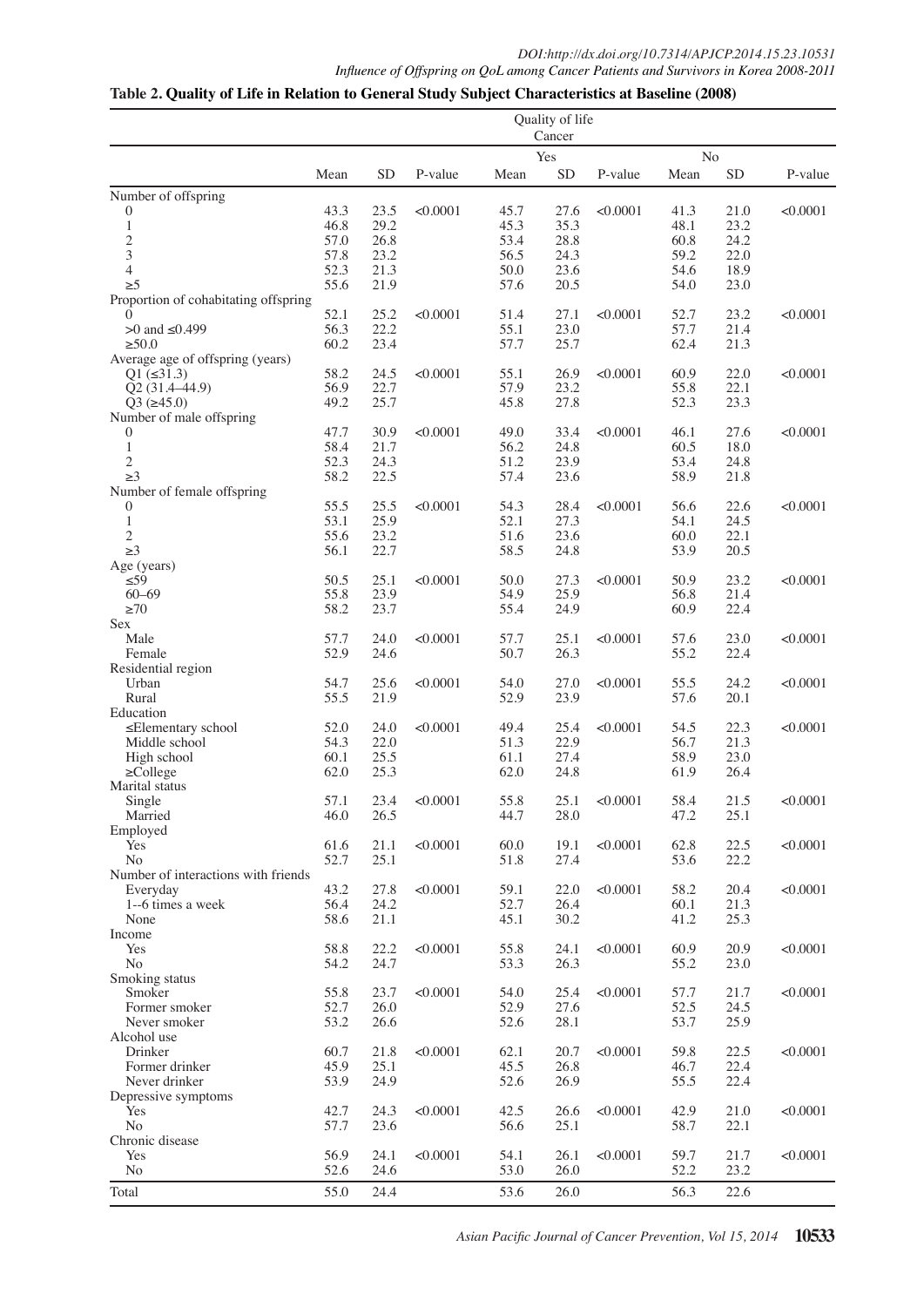**Table 2. Quality of Life in Relation to General Study Subject Characteristics at Baseline (2008)**

| | Quality of life | | | | | | | | |
|---|---|---|---|---|---|---|---|---|---|
| | | | | Cancer | | | | | |
| | | | | Yes | | | No | | |
| | Mean | SD | P-value | Mean | SD | P-value | Mean | SD | P-value |
| Number of offspring | | | | | | | | | |
| 0 | 43.3 | 23.5 | <0.0001 | 45.7 | 27.6 | <0.0001 | 41.3 | 21.0 | <0.0001 |
| 1 | 46.8 | 29.2 | | 45.3 | 35.3 | | 48.1 | 23.2 | |
| 2 | 57.0 | 26.8 | | 53.4 | 28.8 | | 60.8 | 24.2 | |
| 3 | 57.8 | 23.2 | | 56.5 | 24.3 | | 59.2 | 22.0 | |
| 4 | 52.3 | 21.3 | | 50.0 | 23.6 | | 54.6 | 18.9 | |
| ≥5 | 55.6 | 21.9 | | 57.6 | 20.5 | | 54.0 | 23.0 | |
| Proportion of cohabitating offspring | | | | | | | | | |
| 0 | 52.1 | 25.2 | <0.0001 | 51.4 | 27.1 | <0.0001 | 52.7 | 23.2 | <0.0001 |
| >0 and ≤0.499 | 56.3 | 22.2 | | 55.1 | 23.0 | | 57.7 | 21.4 | |
| ≥50.0 | 60.2 | 23.4 | | 57.7 | 25.7 | | 62.4 | 21.3 | |
| Average age of offspring (years) | | | | | | | | | |
| Q1 (≤31.3) | 58.2 | 24.5 | <0.0001 | 55.1 | 26.9 | <0.0001 | 60.9 | 22.0 | <0.0001 |
| Q2 (31.4–44.9) | 56.9 | 22.7 | | 57.9 | 23.2 | | 55.8 | 22.1 | |
| Q3 (≥45.0) | 49.2 | 25.7 | | 45.8 | 27.8 | | 52.3 | 23.3 | |
| Number of male offspring | | | | | | | | | |
| 0 | 47.7 | 30.9 | <0.0001 | 49.0 | 33.4 | <0.0001 | 46.1 | 27.6 | <0.0001 |
| 1 | 58.4 | 21.7 | | 56.2 | 24.8 | | 60.5 | 18.0 | |
| 2 | 52.3 | 24.3 | | 51.2 | 23.9 | | 53.4 | 24.8 | |
| ≥3 | 58.2 | 22.5 | | 57.4 | 23.6 | | 58.9 | 21.8 | |
| Number of female offspring | | | | | | | | | |
| 0 | 55.5 | 25.5 | <0.0001 | 54.3 | 28.4 | <0.0001 | 56.6 | 22.6 | <0.0001 |
| 1 | 53.1 | 25.9 | | 52.1 | 27.3 | | 54.1 | 24.5 | |
| 2 | 55.6 | 23.2 | | 51.6 | 23.6 | | 60.0 | 22.1 | |
| ≥3 | 56.1 | 22.7 | | 58.5 | 24.8 | | 53.9 | 20.5 | |
| Age (years) | | | | | | | | | |
| ≤59 | 50.5 | 25.1 | <0.0001 | 50.0 | 27.3 | <0.0001 | 50.9 | 23.2 | <0.0001 |
| 60–69 | 55.8 | 23.9 | | 54.9 | 25.9 | | 56.8 | 21.4 | |
| ≥70 | 58.2 | 23.7 | | 55.4 | 24.9 | | 60.9 | 22.4 | |
| Sex | | | | | | | | | |
| Male | 57.7 | 24.0 | <0.0001 | 57.7 | 25.1 | <0.0001 | 57.6 | 23.0 | <0.0001 |
| Female | 52.9 | 24.6 | | 50.7 | 26.3 | | 55.2 | 22.4 | |
| Residential region | | | | | | | | | |
| Urban | 54.7 | 25.6 | <0.0001 | 54.0 | 27.0 | <0.0001 | 55.5 | 24.2 | <0.0001 |
| Rural | 55.5 | 21.9 | | 52.9 | 23.9 | | 57.6 | 20.1 | |
| Education | | | | | | | | | |
| ≤Elementary school | 52.0 | 24.0 | <0.0001 | 49.4 | 25.4 | <0.0001 | 54.5 | 22.3 | <0.0001 |
| Middle school | 54.3 | 22.0 | | 51.3 | 22.9 | | 56.7 | 21.3 | |
| High school | 60.1 | 25.5 | | 61.1 | 27.4 | | 58.9 | 23.0 | |
| ≥College | 62.0 | 25.3 | | 62.0 | 24.8 | | 61.9 | 26.4 | |
| Marital status | | | | | | | | | |
| Single | 57.1 | 23.4 | <0.0001 | 55.8 | 25.1 | <0.0001 | 58.4 | 21.5 | <0.0001 |
| Married | 46.0 | 26.5 | | 44.7 | 28.0 | | 47.2 | 25.1 | |
| Employed | | | | | | | | | |
| Yes | 61.6 | 21.1 | <0.0001 | 60.0 | 19.1 | <0.0001 | 62.8 | 22.5 | <0.0001 |
| No | 52.7 | 25.1 | | 51.8 | 27.4 | | 53.6 | 22.2 | |
| Number of interactions with friends | | | | | | | | | |
| Everyday | 43.2 | 27.8 | <0.0001 | 59.1 | 22.0 | <0.0001 | 58.2 | 20.4 | <0.0001 |
| 1--6 times a week | 56.4 | 24.2 | | 52.7 | 26.4 | | 60.1 | 21.3 | |
| None | 58.6 | 21.1 | | 45.1 | 30.2 | | 41.2 | 25.3 | |
| Income | | | | | | | | | |
| Yes | 58.8 | 22.2 | <0.0001 | 55.8 | 24.1 | <0.0001 | 60.9 | 20.9 | <0.0001 |
| No | 54.2 | 24.7 | | 53.3 | 26.3 | | 55.2 | 23.0 | |
| Smoking status | | | | | | | | | |
| Smoker | 55.8 | 23.7 | <0.0001 | 54.0 | 25.4 | <0.0001 | 57.7 | 21.7 | <0.0001 |
| Former smoker | 52.7 | 26.0 | | 52.9 | 27.6 | | 52.5 | 24.5 | |
| Never smoker | 53.2 | 26.6 | | 52.6 | 28.1 | | 53.7 | 25.9 | |
| Alcohol use | | | | | | | | | |
| Drinker | 60.7 | 21.8 | <0.0001 | 62.1 | 20.7 | <0.0001 | 59.8 | 22.5 | <0.0001 |
| Former drinker | 45.9 | 25.1 | | 45.5 | 26.8 | | 46.7 | 22.4 | |
| Never drinker | 53.9 | 24.9 | | 52.6 | 26.9 | | 55.5 | 22.4 | |
| Depressive symptoms | | | | | | | | | |
| Yes | 42.7 | 24.3 | <0.0001 | 42.5 | 26.6 | <0.0001 | 42.9 | 21.0 | <0.0001 |
| No | 57.7 | 23.6 | | 56.6 | 25.1 | | 58.7 | 22.1 | |
| Chronic disease | | | | | | | | | |
| Yes | 56.9 | 24.1 | <0.0001 | 54.1 | 26.1 | <0.0001 | 59.7 | 21.7 | <0.0001 |
| No | 52.6 | 24.6 | | 53.0 | 26.0 | | 52.2 | 23.2 | |
| Total | 55.0 | 24.4 | | 53.6 | 26.0 | | 56.3 | 22.6 | |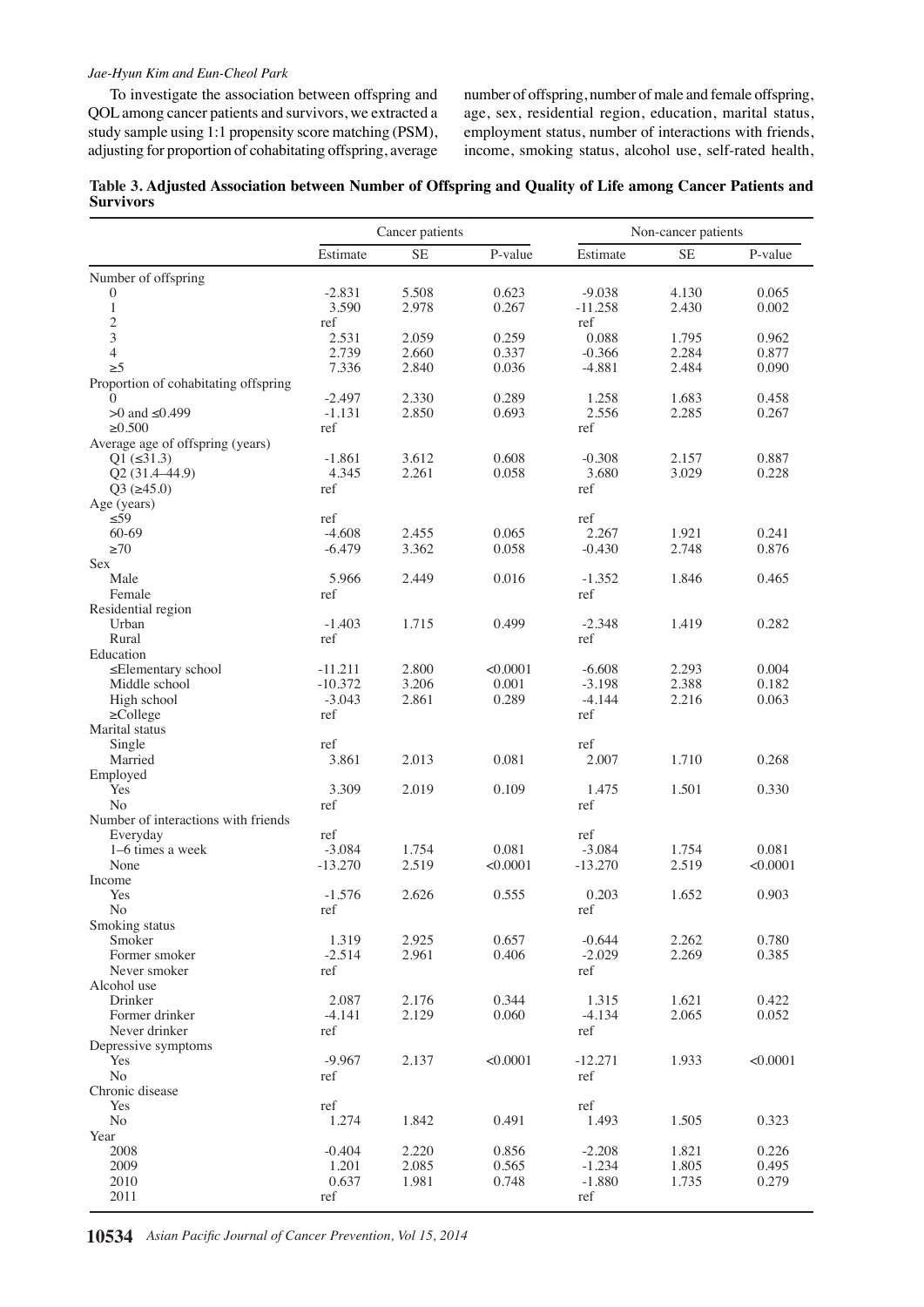To investigate the association between offspring and QOL among cancer patients and survivors, we extracted a study sample using 1:1 propensity score matching (PSM), adjusting for proportion of cohabitating offspring, average number of offspring, number of male and female offspring, age, sex, residential region, education, marital status, employment status, number of interactions with friends, income, smoking status, alcohol use, self-rated health,

**Table 3. Adjusted Association between Number of Offspring and Quality of Life among Cancer Patients and Survivors**

| | Cancer patients | | | Non-cancer patients | | |
|---|---|---|---|---|---|---|
| | Estimate | SE | P-value | Estimate | SE | P-value |
| Number of offspring | | | | | | |
| 0 | -2.831 | 5.508 | 0.623 | -9.038 | 4.130 | 0.065 |
| 1 | 3.590 | 2.978 | 0.267 | -11.258 | 2.430 | 0.002 |
| 2 | ref | | | ref | | |
| 3 | 2.531 | 2.059 | 0.259 | 0.088 | 1.795 | 0.962 |
| 4 | 2.739 | 2.660 | 0.337 | -0.366 | 2.284 | 0.877 |
| ≥5 | 7.336 | 2.840 | 0.036 | -4.881 | 2.484 | 0.090 |
| Proportion of cohabitating offspring | | | | | | |
| 0 | -2.497 | 2.330 | 0.289 | 1.258 | 1.683 | 0.458 |
| >0 and ≤0.499 | -1.131 | 2.850 | 0.693 | 2.556 | 2.285 | 0.267 |
| ≥0.500 | ref | | | ref | | |
| Average age of offspring (years) | | | | | | |
| Q1 (≤31.3) | -1.861 | 3.612 | 0.608 | -0.308 | 2.157 | 0.887 |
| Q2 (31.4–44.9) | 4.345 | 2.261 | 0.058 | 3.680 | 3.029 | 0.228 |
| Q3 (≥45.0) | ref | | | ref | | |
| Age (years) | | | | | | |
| ≤59 | ref | | | ref | | |
| 60-69 | -4.608 | 2.455 | 0.065 | 2.267 | 1.921 | 0.241 |
| ≥70 | -6.479 | 3.362 | 0.058 | -0.430 | 2.748 | 0.876 |
| Sex | | | | | | |
| Male | 5.966 | 2.449 | 0.016 | -1.352 | 1.846 | 0.465 |
| Female | ref | | | ref | | |
| Residential region | | | | | | |
| Urban | -1.403 | 1.715 | 0.499 | -2.348 | 1.419 | 0.282 |
| Rural | ref | | | ref | | |
| Education | | | | | | |
| ≤Elementary school | -11.211 | 2.800 | <0.0001 | -6.608 | 2.293 | 0.004 |
| Middle school | -10.372 | 3.206 | 0.001 | -3.198 | 2.388 | 0.182 |
| High school | -3.043 | 2.861 | 0.289 | -4.144 | 2.216 | 0.063 |
| ≥College | ref | | | ref | | |
| Marital status | | | | | | |
| Single | ref | | | ref | | |
| Married | 3.861 | 2.013 | 0.081 | 2.007 | 1.710 | 0.268 |
| Employed | | | | | | |
| Yes | 3.309 | 2.019 | 0.109 | 1.475 | 1.501 | 0.330 |
| No | ref | | | ref | | |
| Number of interactions with friends | | | | | | |
| Everyday | ref | | | ref | | |
| 1–6 times a week | -3.084 | 1.754 | 0.081 | -3.084 | 1.754 | 0.081 |
| None | -13.270 | 2.519 | <0.0001 | -13.270 | 2.519 | <0.0001 |
| Income | | | | | | |
| Yes | -1.576 | 2.626 | 0.555 | 0.203 | 1.652 | 0.903 |
| No | ref | | | ref | | |
| Smoking status | | | | | | |
| Smoker | 1.319 | 2.925 | 0.657 | -0.644 | 2.262 | 0.780 |
| Former smoker | -2.514 | 2.961 | 0.406 | -2.029 | 2.269 | 0.385 |
| Never smoker | ref | | | ref | | |
| Alcohol use | | | | | | |
| Drinker | 2.087 | 2.176 | 0.344 | 1.315 | 1.621 | 0.422 |
| Former drinker | -4.141 | 2.129 | 0.060 | -4.134 | 2.065 | 0.052 |
| Never drinker | ref | | | ref | | |
| Depressive symptoms | | | | | | |
| Yes | -9.967 | 2.137 | <0.0001 | -12.271 | 1.933 | <0.0001 |
| No | ref | | | ref | | |
| Chronic disease | | | | | | |
| Yes | ref | | | ref | | |
| No | 1.274 | 1.842 | 0.491 | 1.493 | 1.505 | 0.323 |
| Year | | | | | | |
| 2008 | -0.404 | 2.220 | 0.856 | -2.208 | 1.821 | 0.226 |
| 2009 | 1.201 | 2.085 | 0.565 | -1.234 | 1.805 | 0.495 |
| 2010 | 0.637 | 1.981 | 0.748 | -1.880 | 1.735 | 0.279 |
| 2011 | ref | | | ref | | |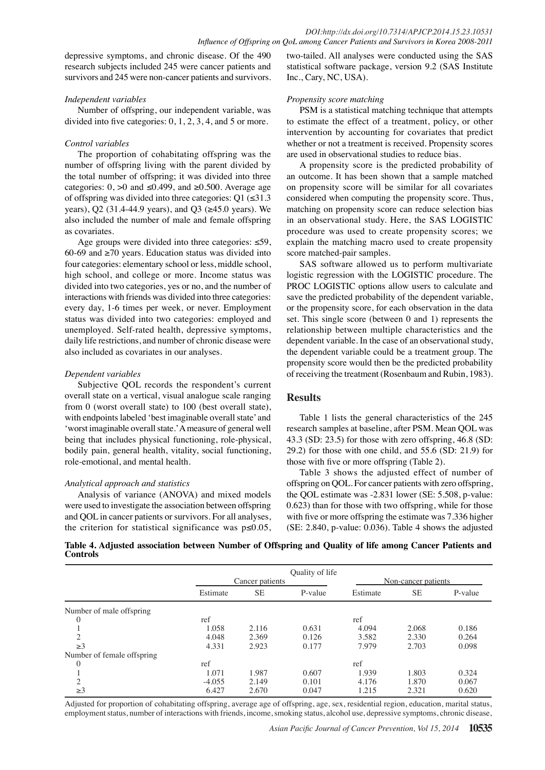depressive symptoms, and chronic disease. Of the 490 research subjects included 245 were cancer patients and survivors and 245 were non-cancer patients and survivors.

*Independent variables*

Number of offspring, our independent variable, was divided into five categories: 0, 1, 2, 3, 4, and 5 or more.

*Control variables*

The proportion of cohabitating offspring was the number of offspring living with the parent divided by the total number of offspring; it was divided into three categories: 0, >0 and ≤0.499, and ≥0.500. Average age of offspring was divided into three categories: Q1 (≤31.3 years), Q2 (31.4-44.9 years), and Q3 (≥45.0 years). We also included the number of male and female offspring as covariates.

Age groups were divided into three categories: ≤59, 60-69 and ≥70 years. Education status was divided into four categories: elementary school or less, middle school, high school, and college or more. Income status was divided into two categories, yes or no, and the number of interactions with friends was divided into three categories: every day, 1-6 times per week, or never. Employment status was divided into two categories: employed and unemployed. Self-rated health, depressive symptoms, daily life restrictions, and number of chronic disease were also included as covariates in our analyses.

*Dependent variables*

Subjective QOL records the respondent's current overall state on a vertical, visual analogue scale ranging from 0 (worst overall state) to 100 (best overall state), with endpoints labeled 'best imaginable overall state' and 'worst imaginable overall state.' A measure of general well being that includes physical functioning, role-physical, bodily pain, general health, vitality, social functioning, role-emotional, and mental health.

*Analytical approach and statistics*

Analysis of variance (ANOVA) and mixed models were used to investigate the association between offspring and QOL in cancer patients or survivors. For all analyses, the criterion for statistical significance was $p \leq 0.05$, two-tailed. All analyses were conducted using the SAS statistical software package, version 9.2 (SAS Institute Inc., Cary, NC, USA).

*Propensity score matching*

PSM is a statistical matching technique that attempts to estimate the effect of a treatment, policy, or other intervention by accounting for covariates that predict whether or not a treatment is received. Propensity scores are used in observational studies to reduce bias.

A propensity score is the predicted probability of an outcome. It has been shown that a sample matched on propensity score will be similar for all covariates considered when computing the propensity score. Thus, matching on propensity score can reduce selection bias in an observational study. Here, the SAS LOGISTIC procedure was used to create propensity scores; we explain the matching macro used to create propensity score matched-pair samples.

SAS software allowed us to perform multivariate logistic regression with the LOGISTIC procedure. The PROC LOGISTIC options allow users to calculate and save the predicted probability of the dependent variable, or the propensity score, for each observation in the data set. This single score (between 0 and 1) represents the relationship between multiple characteristics and the dependent variable. In the case of an observational study, the dependent variable could be a treatment group. The propensity score would then be the predicted probability of receiving the treatment (Rosenbaum and Rubin, 1983).

## Results

Table 1 lists the general characteristics of the 245 research samples at baseline, after PSM. Mean QOL was 43.3 (SD: 23.5) for those with zero offspring, 46.8 (SD: 29.2) for those with one child, and 55.6 (SD: 21.9) for those with five or more offspring (Table 2).

Table 3 shows the adjusted effect of number of offspring on QOL. For cancer patients with zero offspring, the QOL estimate was -2.831 lower (SE: 5.508, p-value: 0.623) than for those with two offspring, while for those with five or more offspring the estimate was 7.336 higher (SE: 2.840, p-value: 0.036). Table 4 shows the adjusted

**Table 4. Adjusted association between Number of Offspring and Quality of life among Cancer Patients and Controls**

| | Quality of life | | | | | |
|---|---|---|---|---|---|---|
| | Cancer patients | | | Non-cancer patients | | |
| | Estimate | SE | P-value | Estimate | SE | P-value |
| Number of male offspring | | | | | | |
| 0 | ref | | | ref | | |
| 1 | 1.058 | 2.116 | 0.631 | 4.094 | 2.068 | 0.186 |
| 2 | 4.048 | 2.369 | 0.126 | 3.582 | 2.330 | 0.264 |
| ≥3 | 4.331 | 2.923 | 0.177 | 7.979 | 2.703 | 0.098 |
| Number of female offspring | | | | | | |
| 0 | ref | | | ref | | |
| 1 | 1.071 | 1.987 | 0.607 | 1.939 | 1.803 | 0.324 |
| 2 | -4.055 | 2.149 | 0.101 | 4.176 | 1.870 | 0.067 |
| ≥3 | 6.427 | 2.670 | 0.047 | 1.215 | 2.321 | 0.620 |

Adjusted for proportion of cohabitating offspring, average age of offspring, age, sex, residential region, education, marital status, employment status, number of interactions with friends, income, smoking status, alcohol use, depressive symptoms, chronic disease,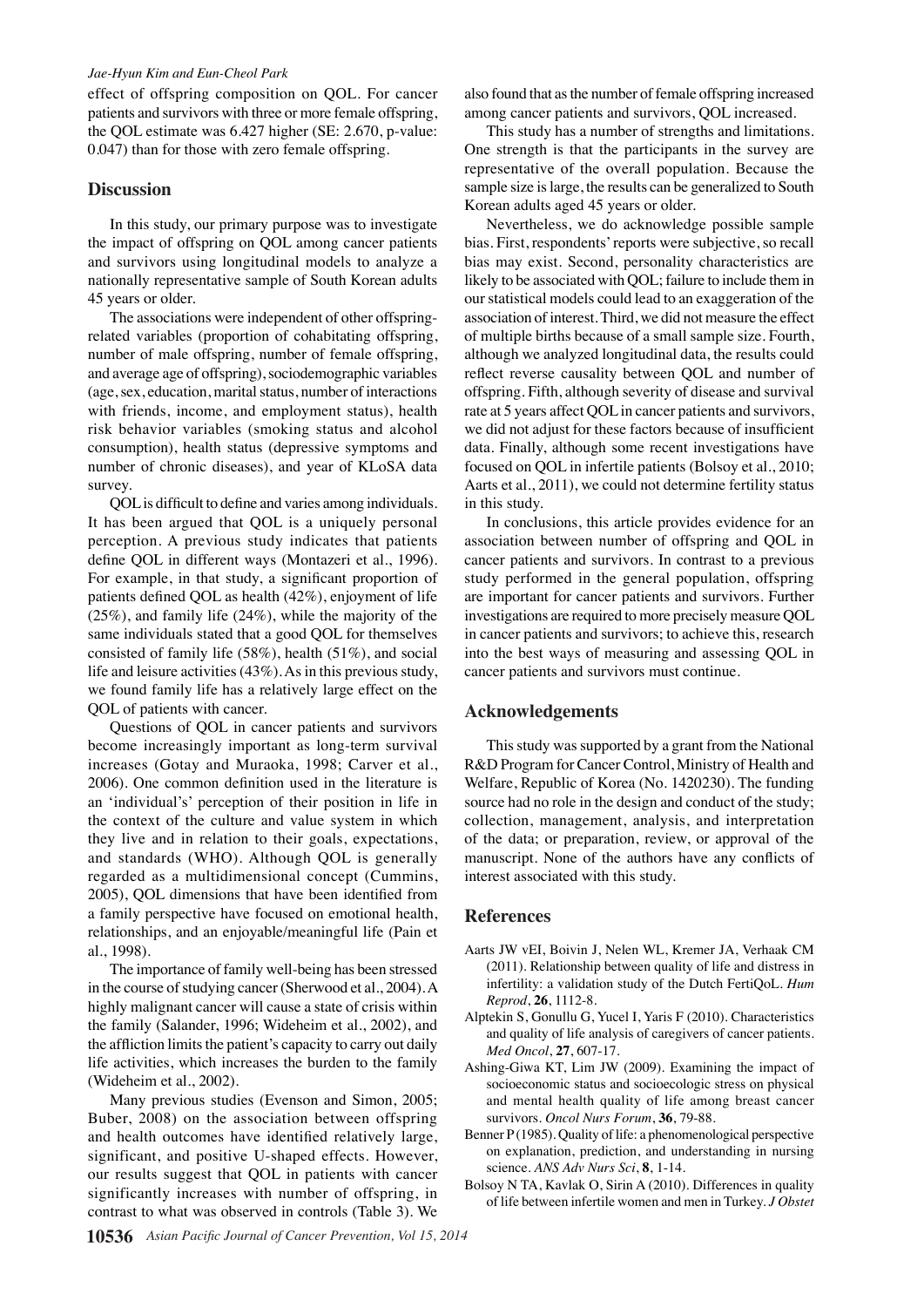effect of offspring composition on QOL. For cancer patients and survivors with three or more female offspring, the QOL estimate was 6.427 higher (SE: 2.670, p-value: 0.047) than for those with zero female offspring.

## Discussion

In this study, our primary purpose was to investigate the impact of offspring on QOL among cancer patients and survivors using longitudinal models to analyze a nationally representative sample of South Korean adults 45 years or older.

The associations were independent of other offspring-related variables (proportion of cohabitating offspring, number of male offspring, number of female offspring, and average age of offspring), sociodemographic variables (age, sex, education, marital status, number of interactions with friends, income, and employment status), health risk behavior variables (smoking status and alcohol consumption), health status (depressive symptoms and number of chronic diseases), and year of KLoSA data survey.

QOL is difficult to define and varies among individuals. It has been argued that QOL is a uniquely personal perception. A previous study indicates that patients define QOL in different ways (Montazeri et al., 1996). For example, in that study, a significant proportion of patients defined QOL as health (42%), enjoyment of life (25%), and family life (24%), while the majority of the same individuals stated that a good QOL for themselves consisted of family life (58%), health (51%), and social life and leisure activities (43%). As in this previous study, we found family life has a relatively large effect on the QOL of patients with cancer.

Questions of QOL in cancer patients and survivors become increasingly important as long-term survival increases (Gotay and Muraoka, 1998; Carver et al., 2006). One common definition used in the literature is an 'individual's' perception of their position in life in the context of the culture and value system in which they live and in relation to their goals, expectations, and standards (WHO). Although QOL is generally regarded as a multidimensional concept (Cummins, 2005), QOL dimensions that have been identified from a family perspective have focused on emotional health, relationships, and an enjoyable/meaningful life (Pain et al., 1998).

The importance of family well-being has been stressed in the course of studying cancer (Sherwood et al., 2004). A highly malignant cancer will cause a state of crisis within the family (Salander, 1996; Wideheim et al., 2002), and the affliction limits the patient's capacity to carry out daily life activities, which increases the burden to the family (Wideheim et al., 2002).

Many previous studies (Evenson and Simon, 2005; Buber, 2008) on the association between offspring and health outcomes have identified relatively large, significant, and positive U-shaped effects. However, our results suggest that QOL in patients with cancer significantly increases with number of offspring, in contrast to what was observed in controls (Table 3). We also found that as the number of female offspring increased among cancer patients and survivors, QOL increased.

This study has a number of strengths and limitations. One strength is that the participants in the survey are representative of the overall population. Because the sample size is large, the results can be generalized to South Korean adults aged 45 years or older.

Nevertheless, we do acknowledge possible sample bias. First, respondents' reports were subjective, so recall bias may exist. Second, personality characteristics are likely to be associated with QOL; failure to include them in our statistical models could lead to an exaggeration of the association of interest. Third, we did not measure the effect of multiple births because of a small sample size. Fourth, although we analyzed longitudinal data, the results could reflect reverse causality between QOL and number of offspring. Fifth, although severity of disease and survival rate at 5 years affect QOL in cancer patients and survivors, we did not adjust for these factors because of insufficient data. Finally, although some recent investigations have focused on QOL in infertile patients (Bolsoy et al., 2010; Aarts et al., 2011), we could not determine fertility status in this study.

In conclusions, this article provides evidence for an association between number of offspring and QOL in cancer patients and survivors. In contrast to a previous study performed in the general population, offspring are important for cancer patients and survivors. Further investigations are required to more precisely measure QOL in cancer patients and survivors; to achieve this, research into the best ways of measuring and assessing QOL in cancer patients and survivors must continue.

## Acknowledgements

This study was supported by a grant from the National R&D Program for Cancer Control, Ministry of Health and Welfare, Republic of Korea (No. 1420230). The funding source had no role in the design and conduct of the study; collection, management, analysis, and interpretation of the data; or preparation, review, or approval of the manuscript. None of the authors have any conflicts of interest associated with this study.

## References

Aarts JW vEI, Boivin J, Nelen WL, Kremer JA, Verhaak CM (2011). Relationship between quality of life and distress in infertility: a validation study of the Dutch FertiQoL. *Hum Reprod*, **26**, 1112-8.

Alptekin S, Gonullu G, Yucel I, Yaris F (2010). Characteristics and quality of life analysis of caregivers of cancer patients. *Med Oncol*, **27**, 607-17.

Ashing-Giwa KT, Lim JW (2009). Examining the impact of socioeconomic status and socioecologic stress on physical and mental health quality of life among breast cancer survivors. *Oncol Nurs Forum*, **36**, 79-88.

Benner P (1985). Quality of life: a phenomenological perspective on explanation, prediction, and understanding in nursing science. *ANS Adv Nurs Sci*, **8**, 1-14.

Bolsoy N TA, Kavlak O, Sirin A (2010). Differences in quality of life between infertile women and men in Turkey. *J Obstet*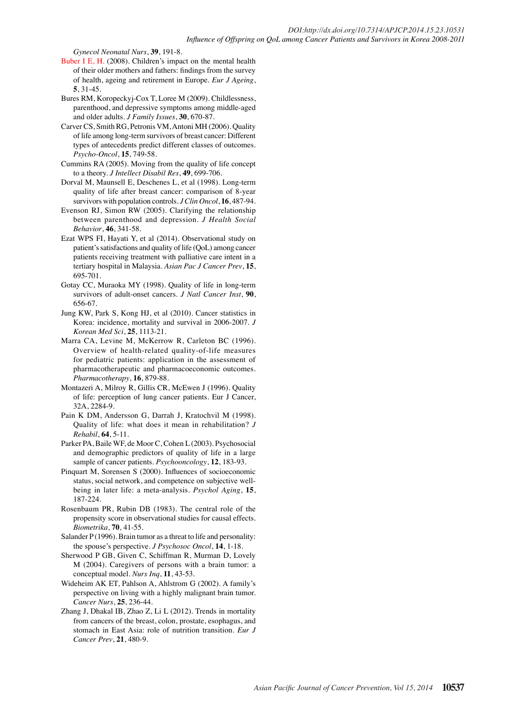*Gynecol Neonatal Nurs*, **39**, 191-8.

Buber I E, H. (2008). Children's impact on the mental health of their older mothers and fathers: findings from the survey of health, ageing and retirement in Europe. *Eur J Ageing*, **5**, 31-45.

Bures RM, Koropeckyj-Cox T, Loree M (2009). Childlessness, parenthood, and depressive symptoms among middle-aged and older adults. *J Family Issues*, **30**, 670-87.

Carver CS, Smith RG, Petronis VM, Antoni MH (2006). Quality of life among long-term survivors of breast cancer: Different types of antecedents predict different classes of outcomes. *Psycho-Oncol*, **15**, 749-58.

Cummins RA (2005). Moving from the quality of life concept to a theory. *J Intellect Disabil Res*, **49**, 699-706.

Dorval M, Maunsell E, Deschenes L, et al (1998). Long-term quality of life after breast cancer: comparison of 8-year survivors with population controls. *J Clin Oncol*, **16**, 487-94.

Evenson RJ, Simon RW (2005). Clarifying the relationship between parenthood and depression. *J Health Social Behavior*, **46**, 341-58.

Ezat WPS FI, Hayati Y, et al (2014). Observational study on patient's satisfactions and quality of life (QoL) among cancer patients receiving treatment with palliative care intent in a tertiary hospital in Malaysia. *Asian Pac J Cancer Prev*, **15**, 695-701.

Gotay CC, Muraoka MY (1998). Quality of life in long-term survivors of adult-onset cancers. *J Natl Cancer Inst*, **90**, 656-67.

Jung KW, Park S, Kong HJ, et al (2010). Cancer statistics in Korea: incidence, mortality and survival in 2006-2007. *J Korean Med Sci*, **25**, 1113-21.

Marra CA, Levine M, McKerrow R, Carleton BC (1996). Overview of health-related quality-of-life measures for pediatric patients: application in the assessment of pharmacotherapeutic and pharmacoeconomic outcomes. *Pharmacotherapy*, **16**, 879-88.

Montazeri A, Milroy R, Gillis CR, McEwen J (1996). Quality of life: perception of lung cancer patients. Eur J Cancer, 32A, 2284-9.

Pain K DM, Andersson G, Darrah J, Kratochvil M (1998). Quality of life: what does it mean in rehabilitation? *J Rehabil*, **64**, 5-11.

Parker PA, Baile WF, de Moor C, Cohen L (2003). Psychosocial and demographic predictors of quality of life in a large sample of cancer patients. *Psychooncology*, **12**, 183-93.

Pinquart M, Sorensen S (2000). Influences of socioeconomic status, social network, and competence on subjective well-being in later life: a meta-analysis. *Psychol Aging*, **15**, 187-224.

Rosenbaum PR, Rubin DB (1983). The central role of the propensity score in observational studies for causal effects. *Biometrika*, **70**, 41-55.

Salander P (1996). Brain tumor as a threat to life and personality: the spouse's perspective. *J Psychosoc Oncol*, **14**, 1-18.

Sherwood P GB, Given C, Schiffman R, Murman D, Lovely M (2004). Caregivers of persons with a brain tumor: a conceptual model. *Nurs Inq*, **11**, 43-53.

Wideheim AK ET, Pahlson A, Ahlstrom G (2002). A family's perspective on living with a highly malignant brain tumor. *Cancer Nurs*, **25**, 236-44.

Zhang J, Dhakal IB, Zhao Z, Li L (2012). Trends in mortality from cancers of the breast, colon, prostate, esophagus, and stomach in East Asia: role of nutrition transition. *Eur J Cancer Prev*, **21**, 480-9.